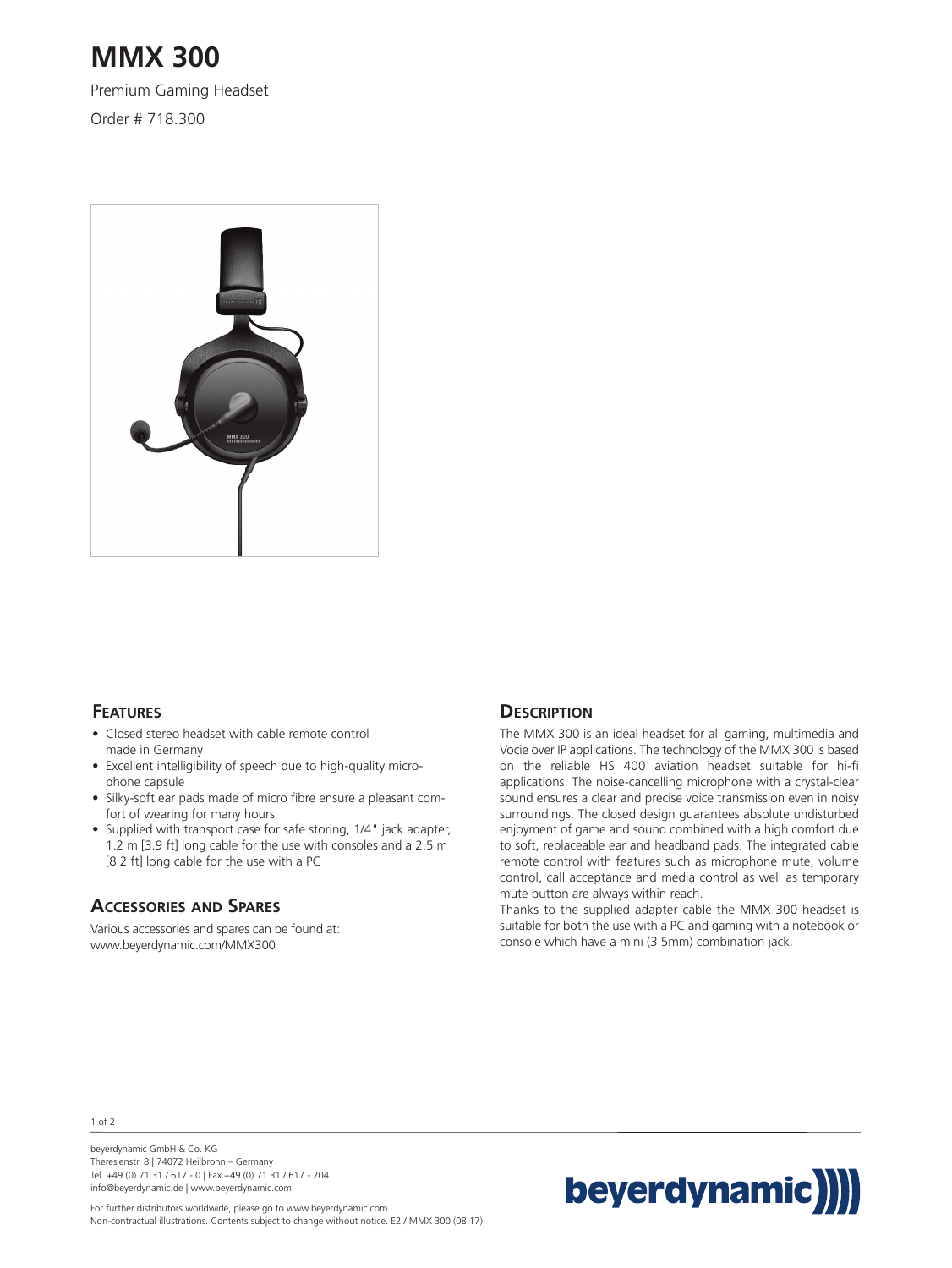# MMX 300

Premium Gaming Headset

Order # 718.300

## Features

- Closed stereo headset with cable remote control made in Germany
- Excellent intelligibility of speech due to high-quality microphone capsule
- Silky-soft ear pads made of micro fibre ensure a pleasant comfort of wearing for many hours
- Supplied with transport case for safe storing, 1/4" jack adapter, 1.2 m [3.9 ft] long cable for the use with consoles and a 2.5 m [8.2 ft] long cable for the use with a PC

## Accessories and Spares

Various accessories and spares can be found at:
www.beyerdynamic.com/MMX300

## Description

The MMX 300 is an ideal headset for all gaming, multimedia and Vocie over IP applications. The technology of the MMX 300 is based on the reliable HS 400 aviation headset suitable for hi-fi applications. The noise-cancelling microphone with a crystal-clear sound ensures a clear and precise voice transmission even in noisy surroundings. The closed design guarantees absolute undisturbed enjoyment of game and sound combined with a high comfort due to soft, replaceable ear and headband pads. The integrated cable remote control with features such as microphone mute, volume control, call acceptance and media control as well as temporary mute button are always within reach.

Thanks to the supplied adapter cable the MMX 300 headset is suitable for both the use with a PC and gaming with a notebook or console which have a mini (3.5mm) combination jack.

beyerdynamic GmbH & Co. KG
Theresienstr. 8 | 74072 Heilbronn – Germany
Tel. +49 (0) 71 31 / 617 - 0 | Fax +49 (0) 71 31 / 617 - 204
info@beyerdynamic.de | www.beyerdynamic.com

For further distributors worldwide, please go to www.beyerdynamic.com
Non-contractual illustrations. Contents subject to change without notice. E2 / MMX 300 (08.17)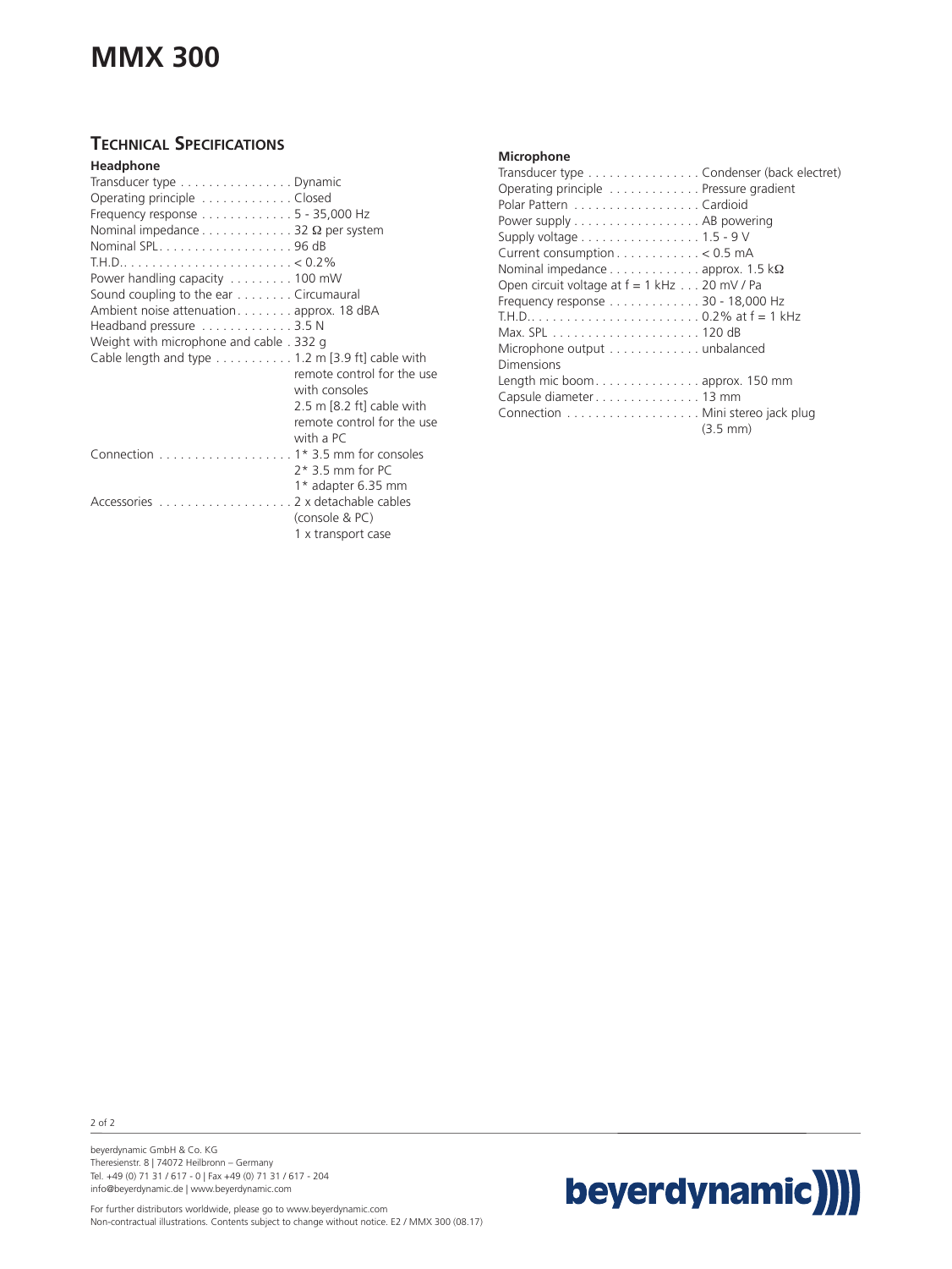# MMX 300

## Technical Specifications

### Headphone

| | |
|---|---|
| Transducer type | Dynamic |
| Operating principle | Closed |
| Frequency response | 5 - 35,000 Hz |
| Nominal impedance | 32 Ω per system |
| Nominal SPL | 96 dB |
| T.H.D. | < 0.2% |
| Power handling capacity | 100 mW |
| Sound coupling to the ear | Circumaural |
| Ambient noise attenuation | approx. 18 dBA |
| Headband pressure | 3.5 N |
| Weight with microphone and cable | 332 g |
| Cable length and type | 1.2 m [3.9 ft] cable with remote control for the use with consoles<br>2.5 m [8.2 ft] cable with remote control for the use with a PC |
| Connection | 1* 3.5 mm for consoles<br>2* 3.5 mm for PC<br>1* adapter 6.35 mm |
| Accessories | 2 x detachable cables (console & PC)<br>1 x transport case |

### Microphone

| | |
|---|---|
| Transducer type | Condenser (back electret) |
| Operating principle | Pressure gradient |
| Polar Pattern | Cardioid |
| Power supply | AB powering |
| Supply voltage | 1.5 - 9 V |
| Current consumption | < 0.5 mA |
| Nominal impedance | approx. 1.5 kΩ |
| Open circuit voltage at f = 1 kHz | 20 mV / Pa |
| Frequency response | 30 - 18,000 Hz |
| T.H.D. | 0.2% at f = 1 kHz |
| Max. SPL | 120 dB |
| Microphone output | unbalanced |
| Dimensions | |
| Length mic boom | approx. 150 mm |
| Capsule diameter | 13 mm |
| Connection | Mini stereo jack plug (3.5 mm) |

beyerdynamic GmbH & Co. KG
Theresienstr. 8 | 74072 Heilbronn – Germany
Tel. +49 (0) 71 31 / 617 - 0 | Fax +49 (0) 71 31 / 617 - 204
info@beyerdynamic.de | www.beyerdynamic.com

For further distributors worldwide, please go to www.beyerdynamic.com
Non-contractual illustrations. Contents subject to change without notice. E2 / MMX 300 (08.17)

beyerdynamic